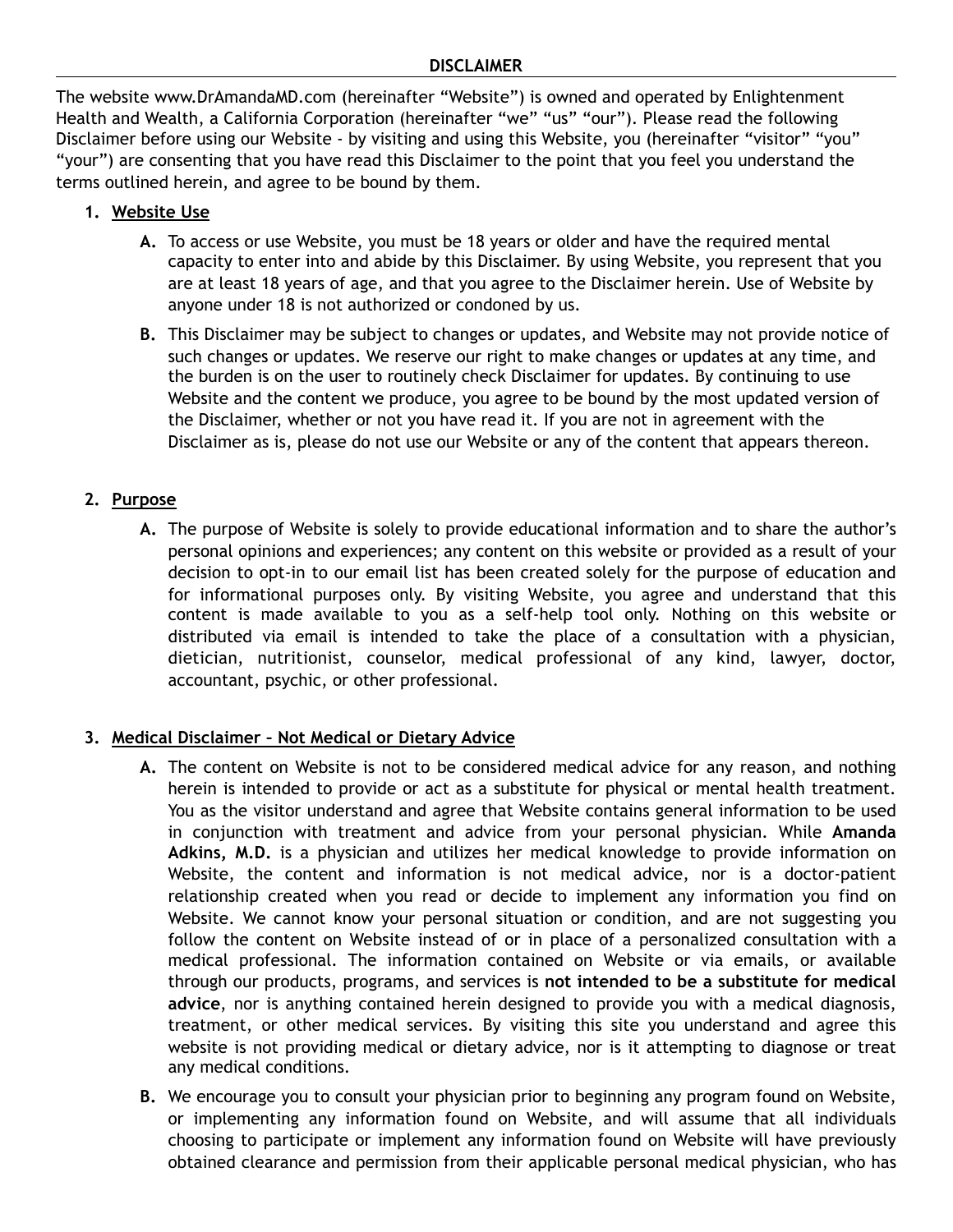# DISCLAIMER

The website www.DrAmandaMD.com (hereinafter "Website") is owned and operated by Enlightenment Health and Wealth, a California Corporation (hereinafter "we" "us" "our"). Please read the following Disclaimer before using our Website - by visiting and using this Website, you (hereinafter "visitor" "you" "your") are consenting that you have read this Disclaimer to the point that you feel you understand the terms outlined herein, and agree to be bound by them.

1. <u>**Website Use**</u>

   **A.** To access or use Website, you must be 18 years or older and have the required mental capacity to enter into and abide by this Disclaimer. By using Website, you represent that you are at least 18 years of age, and that you agree to the Disclaimer herein. Use of Website by anyone under 18 is not authorized or condoned by us.

   **B.** This Disclaimer may be subject to changes or updates, and Website may not provide notice of such changes or updates. We reserve our right to make changes or updates at any time, and the burden is on the user to routinely check Disclaimer for updates. By continuing to use Website and the content we produce, you agree to be bound by the most updated version of the Disclaimer, whether or not you have read it. If you are not in agreement with the Disclaimer as is, please do not use our Website or any of the content that appears thereon.

2. <u>**Purpose**</u>

   **A.** The purpose of Website is solely to provide educational information and to share the author's personal opinions and experiences; any content on this website or provided as a result of your decision to opt-in to our email list has been created solely for the purpose of education and for informational purposes only. By visiting Website, you agree and understand that this content is made available to you as a self-help tool only. Nothing on this website or distributed via email is intended to take the place of a consultation with a physician, dietician, nutritionist, counselor, medical professional of any kind, lawyer, doctor, accountant, psychic, or other professional.

3. <u>**Medical Disclaimer – Not Medical or Dietary Advice**</u>

   **A.** The content on Website is not to be considered medical advice for any reason, and nothing herein is intended to provide or act as a substitute for physical or mental health treatment. You as the visitor understand and agree that Website contains general information to be used in conjunction with treatment and advice from your personal physician. While **Amanda Adkins, M.D.** is a physician and utilizes her medical knowledge to provide information on Website, the content and information is not medical advice, nor is a doctor-patient relationship created when you read or decide to implement any information you find on Website. We cannot know your personal situation or condition, and are not suggesting you follow the content on Website instead of or in place of a personalized consultation with a medical professional. The information contained on Website or via emails, or available through our products, programs, and services is **not intended to be a substitute for medical advice**, nor is anything contained herein designed to provide you with a medical diagnosis, treatment, or other medical services. By visiting this site you understand and agree this website is not providing medical or dietary advice, nor is it attempting to diagnose or treat any medical conditions.

   **B.** We encourage you to consult your physician prior to beginning any program found on Website, or implementing any information found on Website, and will assume that all individuals choosing to participate or implement any information found on Website will have previously obtained clearance and permission from their applicable personal medical physician, who has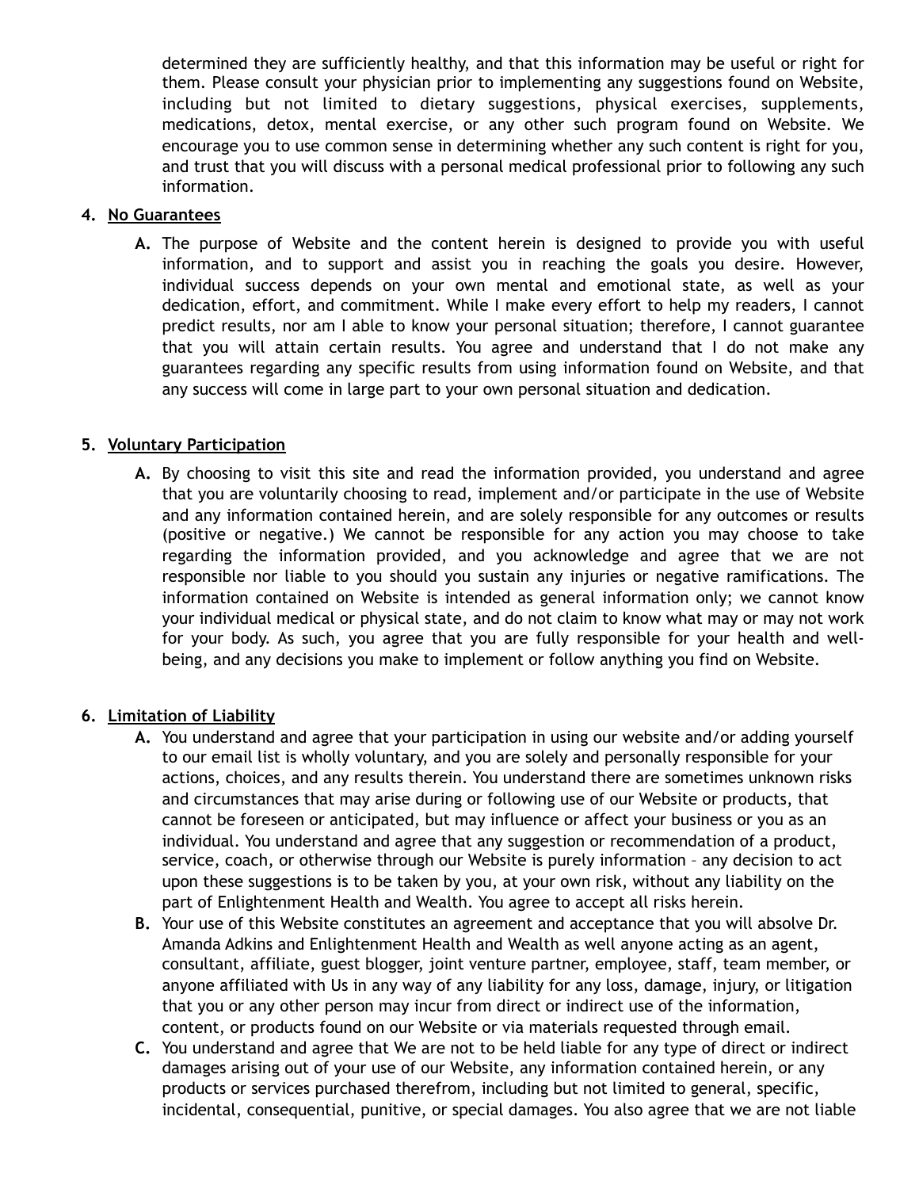determined they are sufficiently healthy, and that this information may be useful or right for them. Please consult your physician prior to implementing any suggestions found on Website, including but not limited to dietary suggestions, physical exercises, supplements, medications, detox, mental exercise, or any other such program found on Website. We encourage you to use common sense in determining whether any such content is right for you, and trust that you will discuss with a personal medical professional prior to following any such information.

4. **No Guarantees**

   **A.** The purpose of Website and the content herein is designed to provide you with useful information, and to support and assist you in reaching the goals you desire. However, individual success depends on your own mental and emotional state, as well as your dedication, effort, and commitment. While I make every effort to help my readers, I cannot predict results, nor am I able to know your personal situation; therefore, I cannot guarantee that you will attain certain results. You agree and understand that I do not make any guarantees regarding any specific results from using information found on Website, and that any success will come in large part to your own personal situation and dedication.

5. **Voluntary Participation**

   **A.** By choosing to visit this site and read the information provided, you understand and agree that you are voluntarily choosing to read, implement and/or participate in the use of Website and any information contained herein, and are solely responsible for any outcomes or results (positive or negative.) We cannot be responsible for any action you may choose to take regarding the information provided, and you acknowledge and agree that we are not responsible nor liable to you should you sustain any injuries or negative ramifications. The information contained on Website is intended as general information only; we cannot know your individual medical or physical state, and do not claim to know what may or may not work for your body. As such, you agree that you are fully responsible for your health and well-being, and any decisions you make to implement or follow anything you find on Website.

6. **Limitation of Liability**

   **A.** You understand and agree that your participation in using our website and/or adding yourself to our email list is wholly voluntary, and you are solely and personally responsible for your actions, choices, and any results therein. You understand there are sometimes unknown risks and circumstances that may arise during or following use of our Website or products, that cannot be foreseen or anticipated, but may influence or affect your business or you as an individual. You understand and agree that any suggestion or recommendation of a product, service, coach, or otherwise through our Website is purely information – any decision to act upon these suggestions is to be taken by you, at your own risk, without any liability on the part of Enlightenment Health and Wealth. You agree to accept all risks herein.

   **B.** Your use of this Website constitutes an agreement and acceptance that you will absolve Dr. Amanda Adkins and Enlightenment Health and Wealth as well anyone acting as an agent, consultant, affiliate, guest blogger, joint venture partner, employee, staff, team member, or anyone affiliated with Us in any way of any liability for any loss, damage, injury, or litigation that you or any other person may incur from direct or indirect use of the information, content, or products found on our Website or via materials requested through email.

   **C.** You understand and agree that We are not to be held liable for any type of direct or indirect damages arising out of your use of our Website, any information contained herein, or any products or services purchased therefrom, including but not limited to general, specific, incidental, consequential, punitive, or special damages. You also agree that we are not liable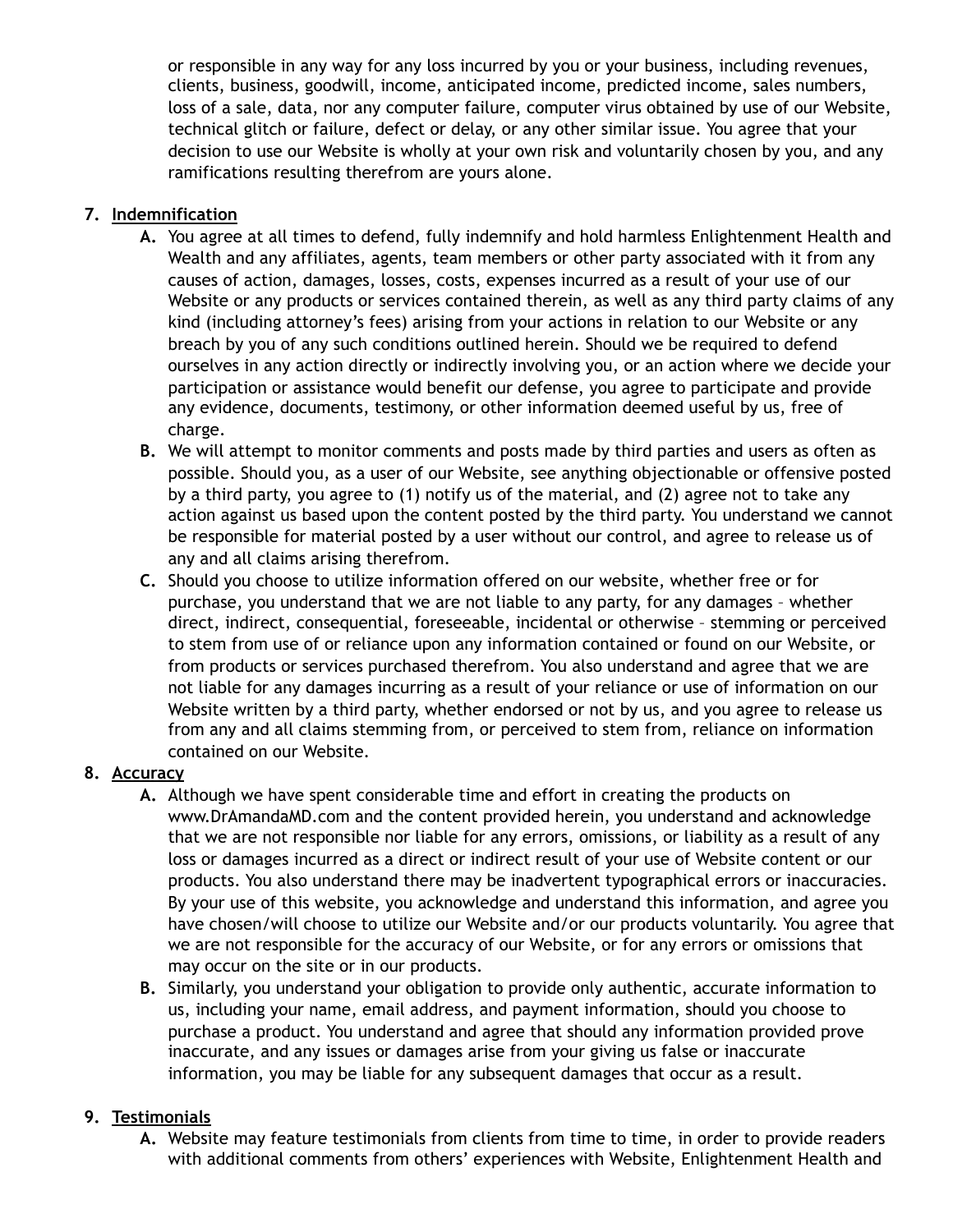or responsible in any way for any loss incurred by you or your business, including revenues, clients, business, goodwill, income, anticipated income, predicted income, sales numbers, loss of a sale, data, nor any computer failure, computer virus obtained by use of our Website, technical glitch or failure, defect or delay, or any other similar issue. You agree that your decision to use our Website is wholly at your own risk and voluntarily chosen by you, and any ramifications resulting therefrom are yours alone.

7. **Indemnification**
   - **A.** You agree at all times to defend, fully indemnify and hold harmless Enlightenment Health and Wealth and any affiliates, agents, team members or other party associated with it from any causes of action, damages, losses, costs, expenses incurred as a result of your use of our Website or any products or services contained therein, as well as any third party claims of any kind (including attorney's fees) arising from your actions in relation to our Website or any breach by you of any such conditions outlined herein. Should we be required to defend ourselves in any action directly or indirectly involving you, or an action where we decide your participation or assistance would benefit our defense, you agree to participate and provide any evidence, documents, testimony, or other information deemed useful by us, free of charge.
   - **B.** We will attempt to monitor comments and posts made by third parties and users as often as possible. Should you, as a user of our Website, see anything objectionable or offensive posted by a third party, you agree to (1) notify us of the material, and (2) agree not to take any action against us based upon the content posted by the third party. You understand we cannot be responsible for material posted by a user without our control, and agree to release us of any and all claims arising therefrom.
   - **C.** Should you choose to utilize information offered on our website, whether free or for purchase, you understand that we are not liable to any party, for any damages – whether direct, indirect, consequential, foreseeable, incidental or otherwise – stemming or perceived to stem from use of or reliance upon any information contained or found on our Website, or from products or services purchased therefrom. You also understand and agree that we are not liable for any damages incurring as a result of your reliance or use of information on our Website written by a third party, whether endorsed or not by us, and you agree to release us from any and all claims stemming from, or perceived to stem from, reliance on information contained on our Website.
8. **Accuracy**
   - **A.** Although we have spent considerable time and effort in creating the products on www.DrAmandaMD.com and the content provided herein, you understand and acknowledge that we are not responsible nor liable for any errors, omissions, or liability as a result of any loss or damages incurred as a direct or indirect result of your use of Website content or our products. You also understand there may be inadvertent typographical errors or inaccuracies. By your use of this website, you acknowledge and understand this information, and agree you have chosen/will choose to utilize our Website and/or our products voluntarily. You agree that we are not responsible for the accuracy of our Website, or for any errors or omissions that may occur on the site or in our products.
   - **B.** Similarly, you understand your obligation to provide only authentic, accurate information to us, including your name, email address, and payment information, should you choose to purchase a product. You understand and agree that should any information provided prove inaccurate, and any issues or damages arise from your giving us false or inaccurate information, you may be liable for any subsequent damages that occur as a result.
9. **Testimonials**
   - **A.** Website may feature testimonials from clients from time to time, in order to provide readers with additional comments from others' experiences with Website, Enlightenment Health and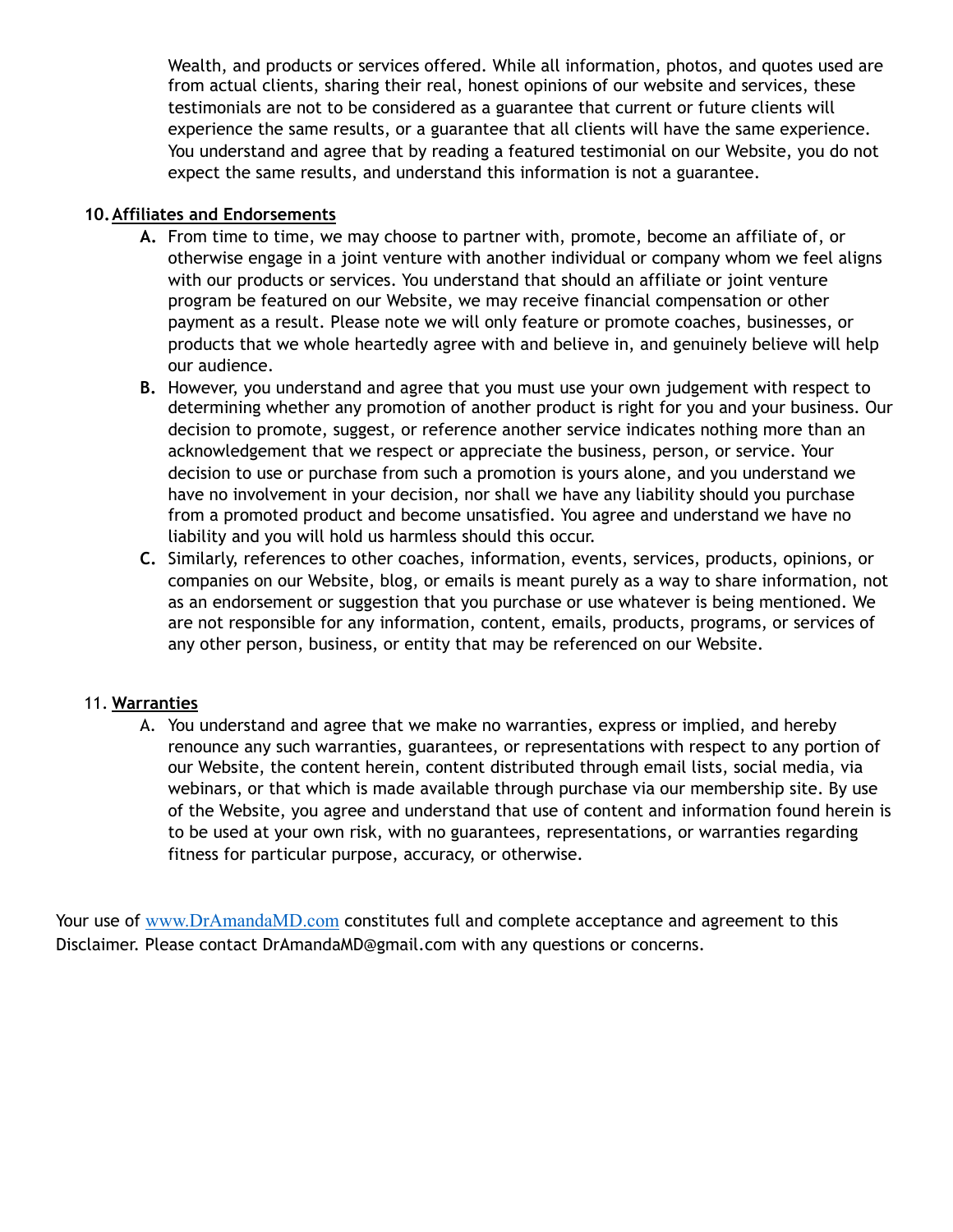Wealth, and products or services offered. While all information, photos, and quotes used are from actual clients, sharing their real, honest opinions of our website and services, these testimonials are not to be considered as a guarantee that current or future clients will experience the same results, or a guarantee that all clients will have the same experience. You understand and agree that by reading a featured testimonial on our Website, you do not expect the same results, and understand this information is not a guarantee.

10. **Affiliates and Endorsements**

   **A.** From time to time, we may choose to partner with, promote, become an affiliate of, or otherwise engage in a joint venture with another individual or company whom we feel aligns with our products or services. You understand that should an affiliate or joint venture program be featured on our Website, we may receive financial compensation or other payment as a result. Please note we will only feature or promote coaches, businesses, or products that we whole heartedly agree with and believe in, and genuinely believe will help our audience.

   **B.** However, you understand and agree that you must use your own judgement with respect to determining whether any promotion of another product is right for you and your business. Our decision to promote, suggest, or reference another service indicates nothing more than an acknowledgement that we respect or appreciate the business, person, or service. Your decision to use or purchase from such a promotion is yours alone, and you understand we have no involvement in your decision, nor shall we have any liability should you purchase from a promoted product and become unsatisfied. You agree and understand we have no liability and you will hold us harmless should this occur.

   **C.** Similarly, references to other coaches, information, events, services, products, opinions, or companies on our Website, blog, or emails is meant purely as a way to share information, not as an endorsement or suggestion that you purchase or use whatever is being mentioned. We are not responsible for any information, content, emails, products, programs, or services of any other person, business, or entity that may be referenced on our Website.

11. **Warranties**

   A. You understand and agree that we make no warranties, express or implied, and hereby renounce any such warranties, guarantees, or representations with respect to any portion of our Website, the content herein, content distributed through email lists, social media, via webinars, or that which is made available through purchase via our membership site. By use of the Website, you agree and understand that use of content and information found herein is to be used at your own risk, with no guarantees, representations, or warranties regarding fitness for particular purpose, accuracy, or otherwise.

Your use of www.DrAmandaMD.com constitutes full and complete acceptance and agreement to this Disclaimer. Please contact DrAmandaMD@gmail.com with any questions or concerns.